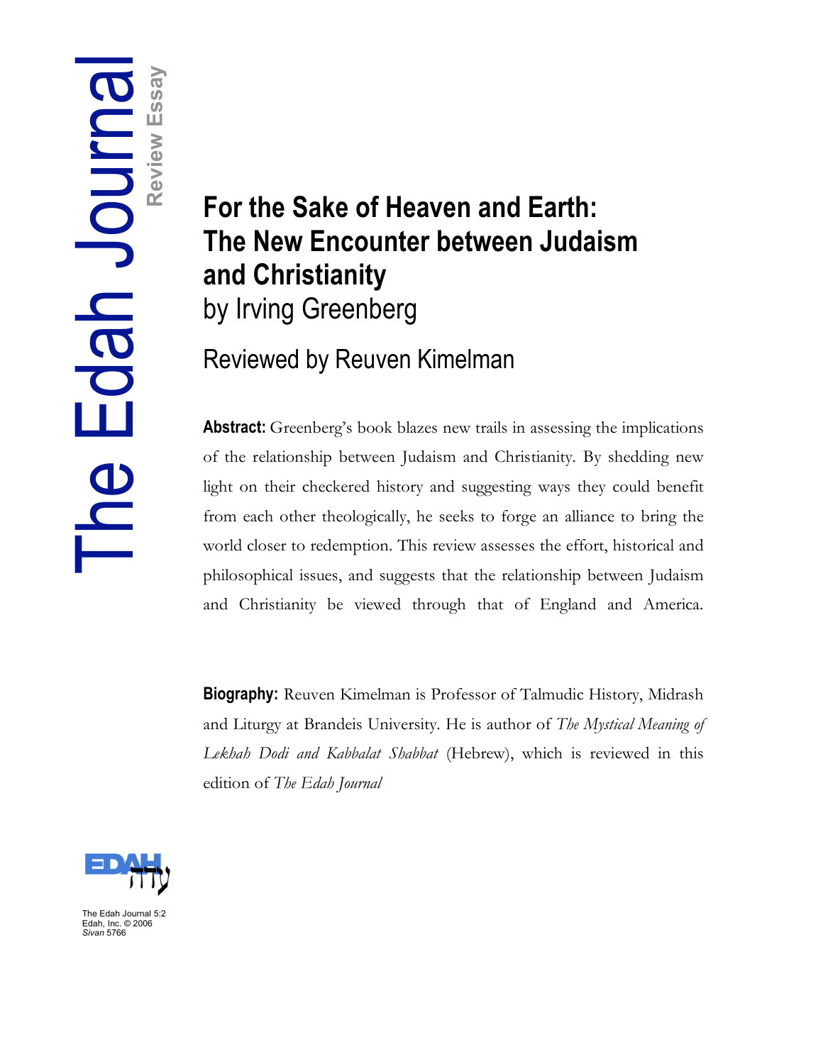# For the Sake of Heaven and Earth: The New Encounter between Judaism and Christianity

by Irving Greenberg

## Reviewed by Reuven Kimelman

**Abstract:** Greenberg's book blazes new trails in assessing the implications of the relationship between Judaism and Christianity. By shedding new light on their checkered history and suggesting ways they could benefit from each other theologically, he seeks to forge an alliance to bring the world closer to redemption. This review assesses the effort, historical and philosophical issues, and suggests that the relationship between Judaism and Christianity be viewed through that of England and America.

**Biography:** Reuven Kimelman is Professor of Talmudic History, Midrash and Liturgy at Brandeis University. He is author of *The Mystical Meaning of Lekhah Dodi and Kabbalat Shabbat* (Hebrew), which is reviewed in this edition of *The Edah Journal*

The Edah Journal 5:2
Edah, Inc. © 2006
*Sivan* 5766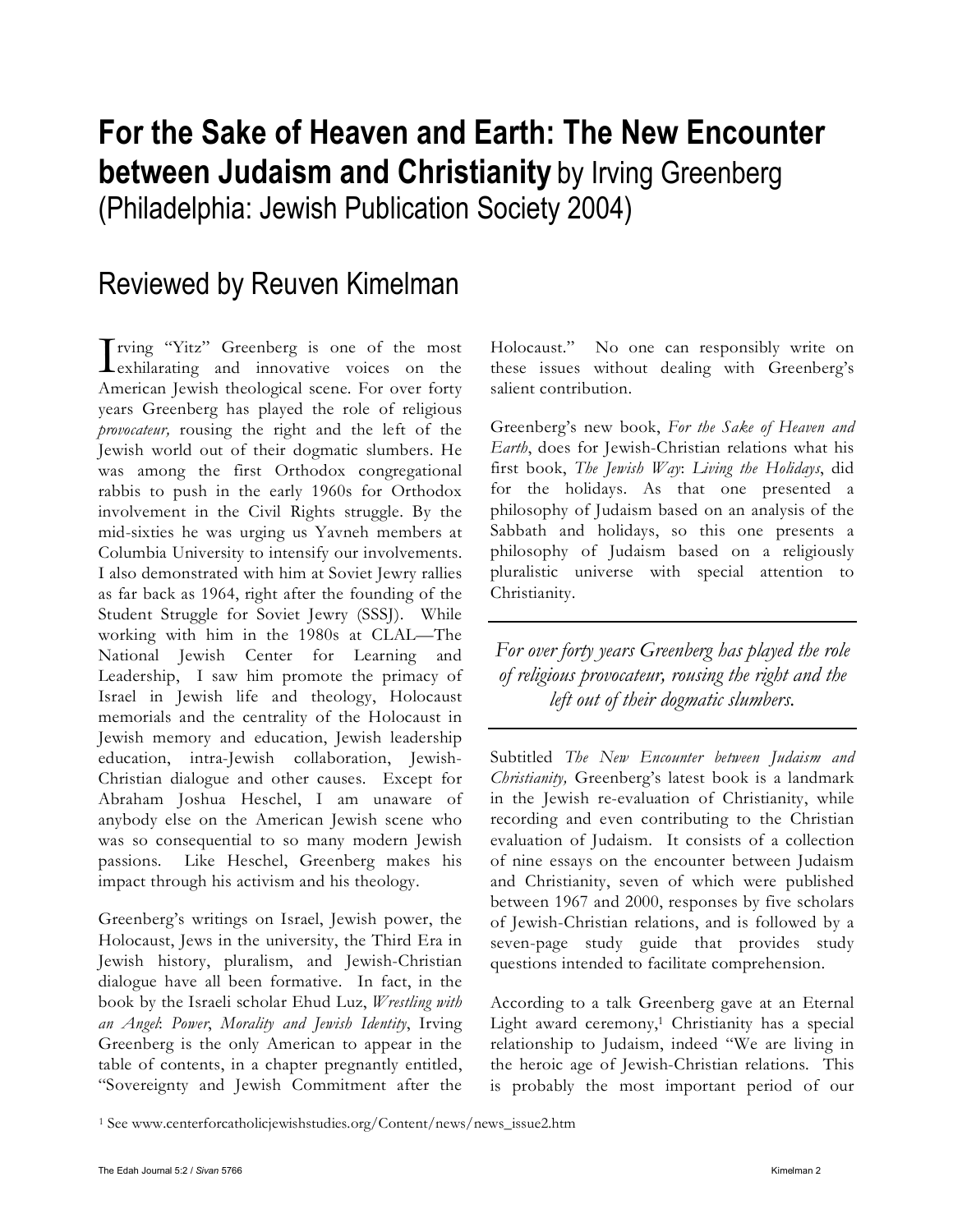# For the Sake of Heaven and Earth: The New Encounter between Judaism and Christianity by Irving Greenberg (Philadelphia: Jewish Publication Society 2004)

## Reviewed by Reuven Kimelman

Irving "Yitz" Greenberg is one of the most exhilarating and innovative voices on the American Jewish theological scene. For over forty years Greenberg has played the role of religious *provocateur,* rousing the right and the left of the Jewish world out of their dogmatic slumbers. He was among the first Orthodox congregational rabbis to push in the early 1960s for Orthodox involvement in the Civil Rights struggle. By the mid-sixties he was urging us Yavneh members at Columbia University to intensify our involvements. I also demonstrated with him at Soviet Jewry rallies as far back as 1964, right after the founding of the Student Struggle for Soviet Jewry (SSSJ). While working with him in the 1980s at CLAL—The National Jewish Center for Learning and Leadership, I saw him promote the primacy of Israel in Jewish life and theology, Holocaust memorials and the centrality of the Holocaust in Jewish memory and education, Jewish leadership education, intra-Jewish collaboration, Jewish-Christian dialogue and other causes. Except for Abraham Joshua Heschel, I am unaware of anybody else on the American Jewish scene who was so consequential to so many modern Jewish passions. Like Heschel, Greenberg makes his impact through his activism and his theology.

Greenberg's writings on Israel, Jewish power, the Holocaust, Jews in the university, the Third Era in Jewish history, pluralism, and Jewish-Christian dialogue have all been formative. In fact, in the book by the Israeli scholar Ehud Luz, *Wrestling with an Angel*: *Power*, *Morality and Jewish Identity*, Irving Greenberg is the only American to appear in the table of contents, in a chapter pregnantly entitled, "Sovereignty and Jewish Commitment after the Holocaust." No one can responsibly write on these issues without dealing with Greenberg's salient contribution.

Greenberg's new book, *For the Sake of Heaven and Earth*, does for Jewish-Christian relations what his first book, *The Jewish Way*: *Living the Holidays*, did for the holidays. As that one presented a philosophy of Judaism based on an analysis of the Sabbath and holidays, so this one presents a philosophy of Judaism based on a religiously pluralistic universe with special attention to Christianity.

> *For over forty years Greenberg has played the role of religious provocateur, rousing the right and the left out of their dogmatic slumbers.*

Subtitled *The New Encounter between Judaism and Christianity,* Greenberg's latest book is a landmark in the Jewish re-evaluation of Christianity, while recording and even contributing to the Christian evaluation of Judaism. It consists of a collection of nine essays on the encounter between Judaism and Christianity, seven of which were published between 1967 and 2000, responses by five scholars of Jewish-Christian relations, and is followed by a seven-page study guide that provides study questions intended to facilitate comprehension.

According to a talk Greenberg gave at an Eternal Light award ceremony,[1] Christianity has a special relationship to Judaism, indeed "We are living in the heroic age of Jewish-Christian relations. This is probably the most important period of our

[1] See www.centerforcatholicjewishstudies.org/Content/news/news_issue2.htm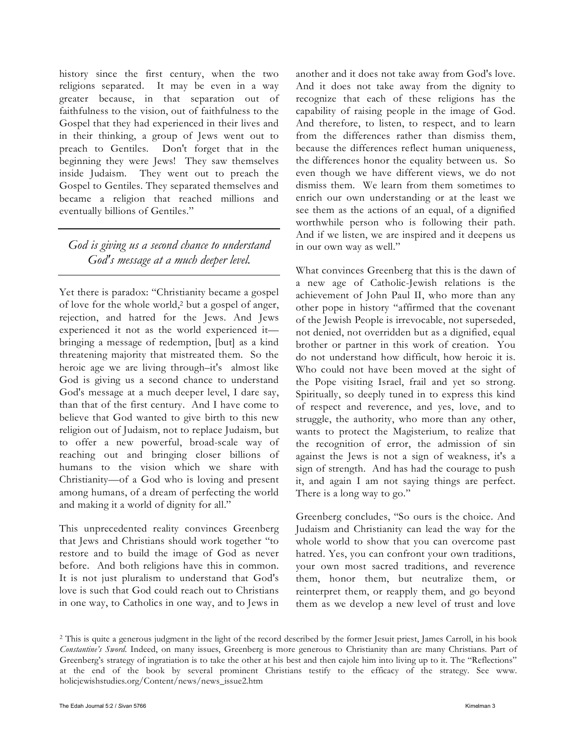history since the first century, when the two religions separated. It may be even in a way greater because, in that separation out of faithfulness to the vision, out of faithfulness to the Gospel that they had experienced in their lives and in their thinking, a group of Jews went out to preach to Gentiles. Don't forget that in the beginning they were Jews! They saw themselves inside Judaism. They went out to preach the Gospel to Gentiles. They separated themselves and became a religion that reached millions and eventually billions of Gentiles."

*God is giving us a second chance to understand God's message at a much deeper level.*

Yet there is paradox: "Christianity became a gospel of love for the whole world,[2] but a gospel of anger, rejection, and hatred for the Jews. And Jews experienced it not as the world experienced it—bringing a message of redemption, [but] as a kind threatening majority that mistreated them. So the heroic age we are living through–it's almost like God is giving us a second chance to understand God's message at a much deeper level, I dare say, than that of the first century. And I have come to believe that God wanted to give birth to this new religion out of Judaism, not to replace Judaism, but to offer a new powerful, broad-scale way of reaching out and bringing closer billions of humans to the vision which we share with Christianity—of a God who is loving and present among humans, of a dream of perfecting the world and making it a world of dignity for all."

This unprecedented reality convinces Greenberg that Jews and Christians should work together "to restore and to build the image of God as never before. And both religions have this in common. It is not just pluralism to understand that God's love is such that God could reach out to Christians in one way, to Catholics in one way, and to Jews in another and it does not take away from God's love. And it does not take away from the dignity to recognize that each of these religions has the capability of raising people in the image of God. And therefore, to listen, to respect, and to learn from the differences rather than dismiss them, because the differences reflect human uniqueness, the differences honor the equality between us. So even though we have different views, we do not dismiss them. We learn from them sometimes to enrich our own understanding or at the least we see them as the actions of an equal, of a dignified worthwhile person who is following their path. And if we listen, we are inspired and it deepens us in our own way as well."

What convinces Greenberg that this is the dawn of a new age of Catholic-Jewish relations is the achievement of John Paul II, who more than any other pope in history "affirmed that the covenant of the Jewish People is irrevocable, not superseded, not denied, not overridden but as a dignified, equal brother or partner in this work of creation. You do not understand how difficult, how heroic it is. Who could not have been moved at the sight of the Pope visiting Israel, frail and yet so strong. Spiritually, so deeply tuned in to express this kind of respect and reverence, and yes, love, and to struggle, the authority, who more than any other, wants to protect the Magisterium, to realize that the recognition of error, the admission of sin against the Jews is not a sign of weakness, it's a sign of strength. And has had the courage to push it, and again I am not saying things are perfect. There is a long way to go."

Greenberg concludes, "So ours is the choice. And Judaism and Christianity can lead the way for the whole world to show that you can overcome past hatred. Yes, you can confront your own traditions, your own most sacred traditions, and reverence them, honor them, but neutralize them, or reinterpret them, or reapply them, and go beyond them as we develop a new level of trust and love

[2] This is quite a generous judgment in the light of the record described by the former Jesuit priest, James Carroll, in his book *Constantine's Sword*. Indeed, on many issues, Greenberg is more generous to Christianity than are many Christians. Part of Greenberg's strategy of ingratiation is to take the other at his best and then cajole him into living up to it. The "Reflections" at the end of the book by several prominent Christians testify to the efficacy of the strategy. See www. holicjewishstudies.org/Content/news/news_issue2.htm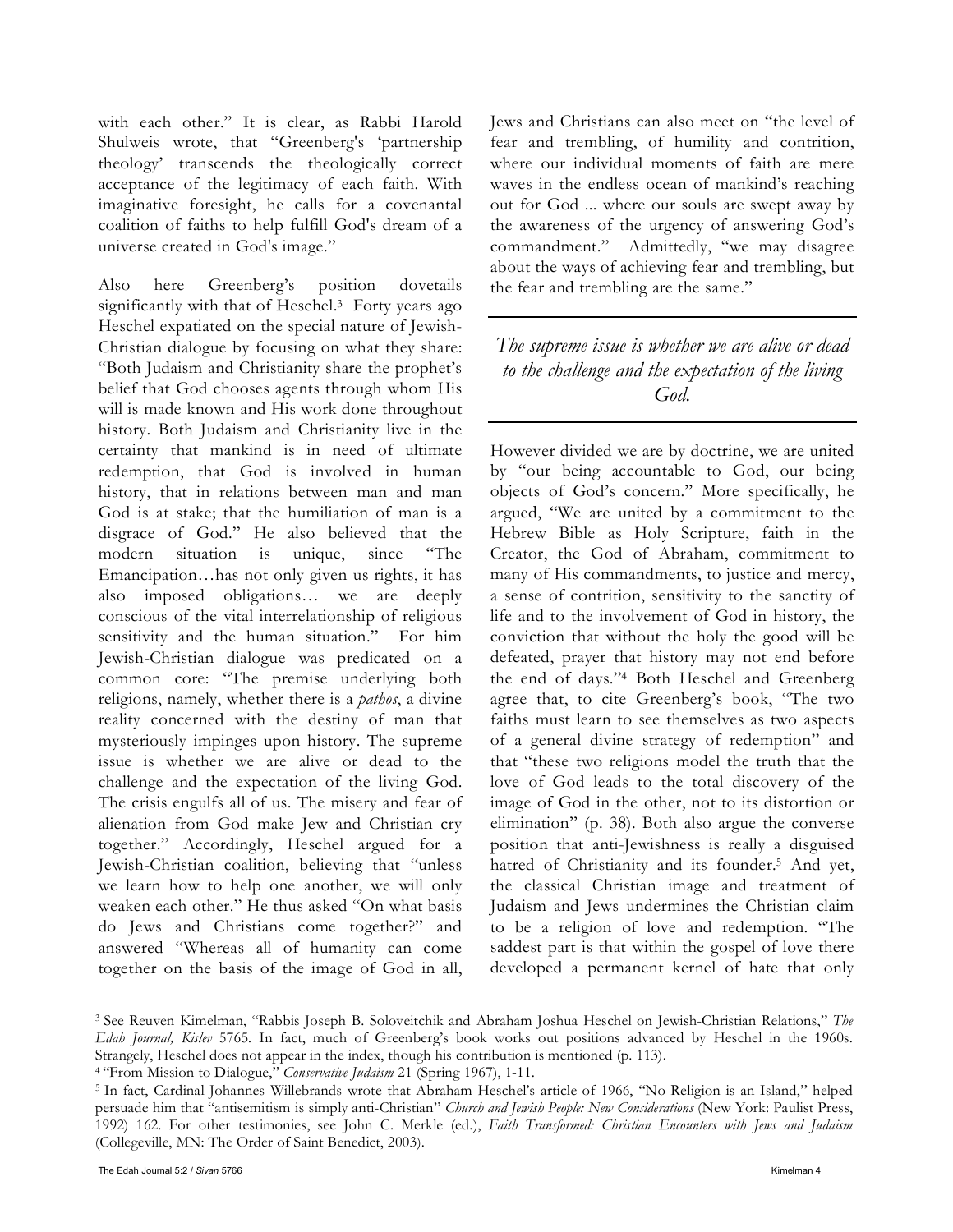with each other." It is clear, as Rabbi Harold Shulweis wrote, that "Greenberg's 'partnership theology' transcends the theologically correct acceptance of the legitimacy of each faith. With imaginative foresight, he calls for a covenantal coalition of faiths to help fulfill God's dream of a universe created in God's image."

Also here Greenberg's position dovetails significantly with that of Heschel.[3] Forty years ago Heschel expatiated on the special nature of Jewish-Christian dialogue by focusing on what they share: "Both Judaism and Christianity share the prophet's belief that God chooses agents through whom His will is made known and His work done throughout history. Both Judaism and Christianity live in the certainty that mankind is in need of ultimate redemption, that God is involved in human history, that in relations between man and man God is at stake; that the humiliation of man is a disgrace of God." He also believed that the modern situation is unique, since "The Emancipation…has not only given us rights, it has also imposed obligations… we are deeply conscious of the vital interrelationship of religious sensitivity and the human situation." For him Jewish-Christian dialogue was predicated on a common core: "The premise underlying both religions, namely, whether there is a *pathos*, a divine reality concerned with the destiny of man that mysteriously impinges upon history. The supreme issue is whether we are alive or dead to the challenge and the expectation of the living God. The crisis engulfs all of us. The misery and fear of alienation from God make Jew and Christian cry together." Accordingly, Heschel argued for a Jewish-Christian coalition, believing that "unless we learn how to help one another, we will only weaken each other." He thus asked "On what basis do Jews and Christians come together?" and answered "Whereas all of humanity can come together on the basis of the image of God in all, Jews and Christians can also meet on "the level of fear and trembling, of humility and contrition, where our individual moments of faith are mere waves in the endless ocean of mankind's reaching out for God ... where our souls are swept away by the awareness of the urgency of answering God's commandment." Admittedly, "we may disagree about the ways of achieving fear and trembling, but the fear and trembling are the same."

*The supreme issue is whether we are alive or dead to the challenge and the expectation of the living God.*

However divided we are by doctrine, we are united by "our being accountable to God, our being objects of God's concern." More specifically, he argued, "We are united by a commitment to the Hebrew Bible as Holy Scripture, faith in the Creator, the God of Abraham, commitment to many of His commandments, to justice and mercy, a sense of contrition, sensitivity to the sanctity of life and to the involvement of God in history, the conviction that without the holy the good will be defeated, prayer that history may not end before the end of days."[4] Both Heschel and Greenberg agree that, to cite Greenberg's book, "The two faiths must learn to see themselves as two aspects of a general divine strategy of redemption" and that "these two religions model the truth that the love of God leads to the total discovery of the image of God in the other, not to its distortion or elimination" (p. 38). Both also argue the converse position that anti-Jewishness is really a disguised hatred of Christianity and its founder.[5] And yet, the classical Christian image and treatment of Judaism and Jews undermines the Christian claim to be a religion of love and redemption. "The saddest part is that within the gospel of love there developed a permanent kernel of hate that only

---

[3] See Reuven Kimelman, "Rabbis Joseph B. Soloveitchik and Abraham Joshua Heschel on Jewish-Christian Relations," *The Edah Journal, Kislev* 5765. In fact, much of Greenberg's book works out positions advanced by Heschel in the 1960s. Strangely, Heschel does not appear in the index, though his contribution is mentioned (p. 113).

[4] "From Mission to Dialogue," *Conservative Judaism* 21 (Spring 1967), 1-11.

[5] In fact, Cardinal Johannes Willebrands wrote that Abraham Heschel's article of 1966, "No Religion is an Island," helped persuade him that "antisemitism is simply anti-Christian" *Church and Jewish People: New Considerations* (New York: Paulist Press, 1992) 162. For other testimonies, see John C. Merkle (ed.), *Faith Transformed: Christian Encounters with Jews and Judaism* (Collegeville, MN: The Order of Saint Benedict, 2003).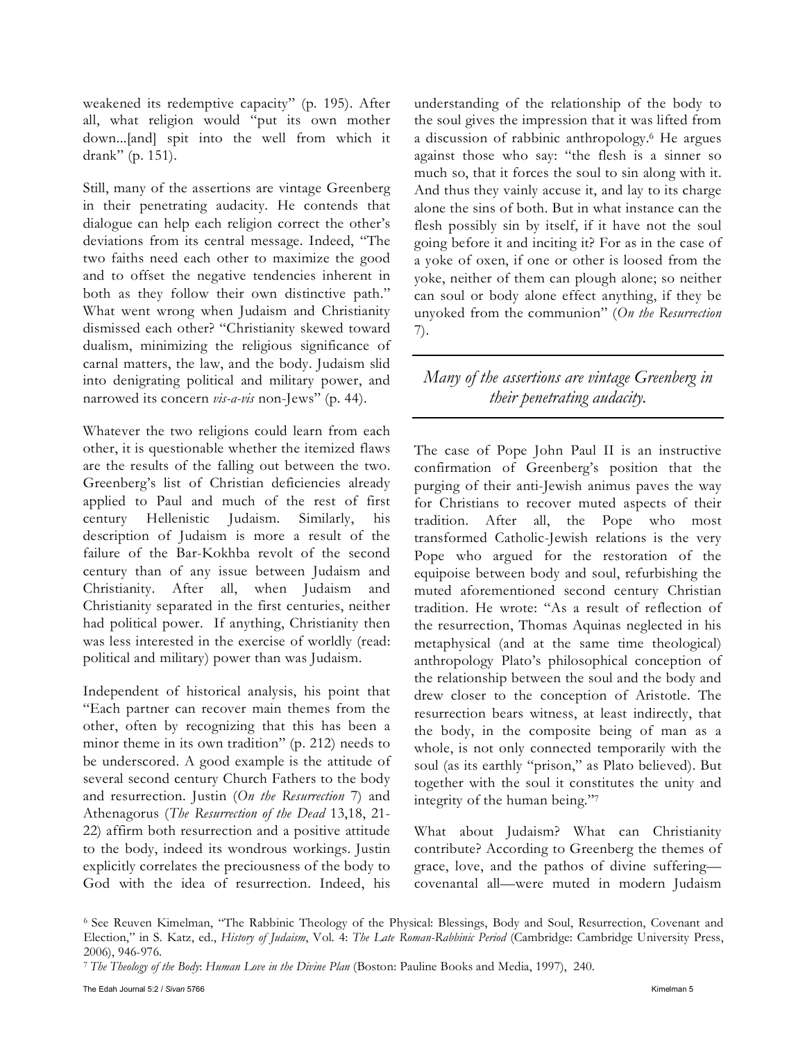weakened its redemptive capacity" (p. 195). After all, what religion would "put its own mother down...[and] spit into the well from which it drank" (p. 151).

Still, many of the assertions are vintage Greenberg in their penetrating audacity. He contends that dialogue can help each religion correct the other's deviations from its central message. Indeed, "The two faiths need each other to maximize the good and to offset the negative tendencies inherent in both as they follow their own distinctive path." What went wrong when Judaism and Christianity dismissed each other? "Christianity skewed toward dualism, minimizing the religious significance of carnal matters, the law, and the body. Judaism slid into denigrating political and military power, and narrowed its concern *vis-a-vis* non-Jews" (p. 44).

Whatever the two religions could learn from each other, it is questionable whether the itemized flaws are the results of the falling out between the two. Greenberg's list of Christian deficiencies already applied to Paul and much of the rest of first century Hellenistic Judaism. Similarly, his description of Judaism is more a result of the failure of the Bar-Kokhba revolt of the second century than of any issue between Judaism and Christianity. After all, when Judaism and Christianity separated in the first centuries, neither had political power. If anything, Christianity then was less interested in the exercise of worldly (read: political and military) power than was Judaism.

Independent of historical analysis, his point that "Each partner can recover main themes from the other, often by recognizing that this has been a minor theme in its own tradition" (p. 212) needs to be underscored. A good example is the attitude of several second century Church Fathers to the body and resurrection. Justin (*On the Resurrection* 7) and Athenagorus (*The Resurrection of the Dead* 13,18, 21-22) affirm both resurrection and a positive attitude to the body, indeed its wondrous workings. Justin explicitly correlates the preciousness of the body to God with the idea of resurrection. Indeed, his understanding of the relationship of the body to the soul gives the impression that it was lifted from a discussion of rabbinic anthropology.[6] He argues against those who say: "the flesh is a sinner so much so, that it forces the soul to sin along with it. And thus they vainly accuse it, and lay to its charge alone the sins of both. But in what instance can the flesh possibly sin by itself, if it have not the soul going before it and inciting it? For as in the case of a yoke of oxen, if one or other is loosed from the yoke, neither of them can plough alone; so neither can soul or body alone effect anything, if they be unyoked from the communion" (*On the Resurrection* 7).

*Many of the assertions are vintage Greenberg in their penetrating audacity.*

The case of Pope John Paul II is an instructive confirmation of Greenberg's position that the purging of their anti-Jewish animus paves the way for Christians to recover muted aspects of their tradition. After all, the Pope who most transformed Catholic-Jewish relations is the very Pope who argued for the restoration of the equipoise between body and soul, refurbishing the muted aforementioned second century Christian tradition. He wrote: "As a result of reflection of the resurrection, Thomas Aquinas neglected in his metaphysical (and at the same time theological) anthropology Plato's philosophical conception of the relationship between the soul and the body and drew closer to the conception of Aristotle. The resurrection bears witness, at least indirectly, that the body, in the composite being of man as a whole, is not only connected temporarily with the soul (as its earthly "prison," as Plato believed). But together with the soul it constitutes the unity and integrity of the human being."[7]

What about Judaism? What can Christianity contribute? According to Greenberg the themes of grace, love, and the pathos of divine suffering—covenantal all—were muted in modern Judaism

[6] See Reuven Kimelman, "The Rabbinic Theology of the Physical: Blessings, Body and Soul, Resurrection, Covenant and Election," in S. Katz, ed., *History of Judaism*, Vol. 4: *The Late Roman-Rabbinic Period* (Cambridge: Cambridge University Press, 2006), 946-976.

[7] *The Theology of the Body*: *Human Love in the Divine Plan* (Boston: Pauline Books and Media, 1997), 240.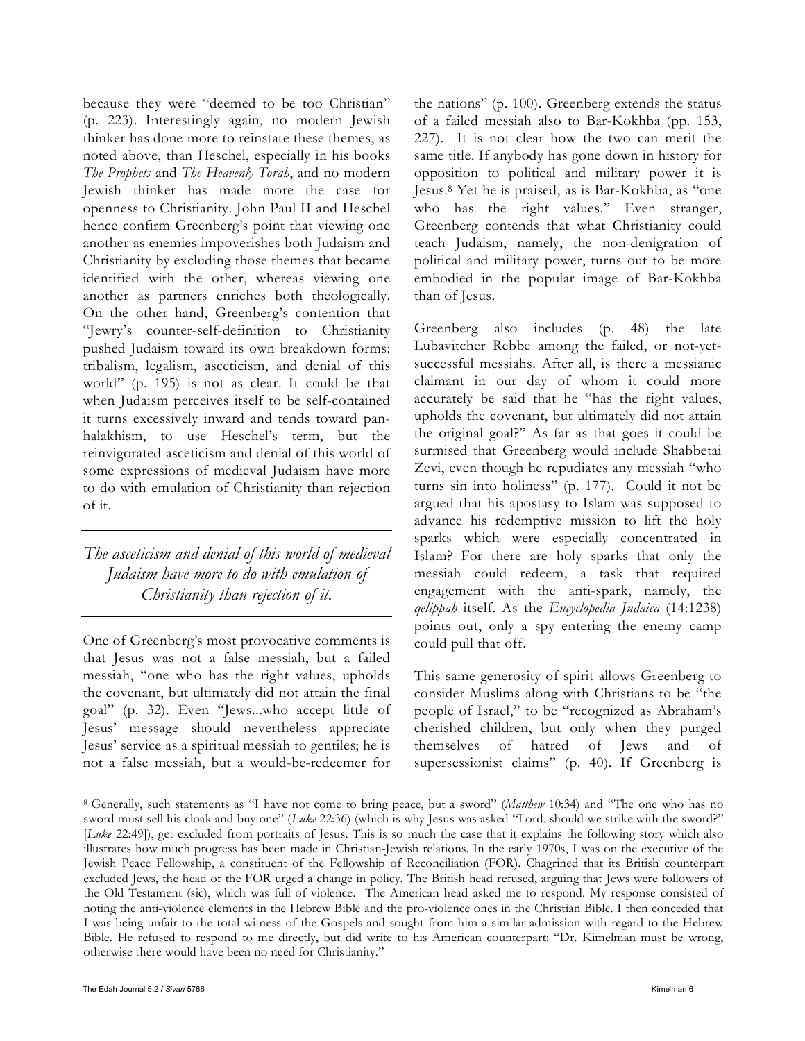because they were "deemed to be too Christian" (p. 223). Interestingly again, no modern Jewish thinker has done more to reinstate these themes, as noted above, than Heschel, especially in his books *The Prophets* and *The Heavenly Torah*, and no modern Jewish thinker has made more the case for openness to Christianity. John Paul II and Heschel hence confirm Greenberg's point that viewing one another as enemies impoverishes both Judaism and Christianity by excluding those themes that became identified with the other, whereas viewing one another as partners enriches both theologically. On the other hand, Greenberg's contention that "Jewry's counter-self-definition to Christianity pushed Judaism toward its own breakdown forms: tribalism, legalism, asceticism, and denial of this world" (p. 195) is not as clear. It could be that when Judaism perceives itself to be self-contained it turns excessively inward and tends toward pan-halakhism, to use Heschel's term, but the reinvigorated asceticism and denial of this world of some expressions of medieval Judaism have more to do with emulation of Christianity than rejection of it.

> *The asceticism and denial of this world of medieval Judaism have more to do with emulation of Christianity than rejection of it.*

One of Greenberg's most provocative comments is that Jesus was not a false messiah, but a failed messiah, "one who has the right values, upholds the covenant, but ultimately did not attain the final goal" (p. 32). Even "Jews...who accept little of Jesus' message should nevertheless appreciate Jesus' service as a spiritual messiah to gentiles; he is not a false messiah, but a would-be-redeemer for the nations" (p. 100). Greenberg extends the status of a failed messiah also to Bar-Kokhba (pp. 153, 227). It is not clear how the two can merit the same title. If anybody has gone down in history for opposition to political and military power it is Jesus.[8] Yet he is praised, as is Bar-Kokhba, as "one who has the right values." Even stranger, Greenberg contends that what Christianity could teach Judaism, namely, the non-denigration of political and military power, turns out to be more embodied in the popular image of Bar-Kokhba than of Jesus.

Greenberg also includes (p. 48) the late Lubavitcher Rebbe among the failed, or not-yet-successful messiahs. After all, is there a messianic claimant in our day of whom it could more accurately be said that he "has the right values, upholds the covenant, but ultimately did not attain the original goal?" As far as that goes it could be surmised that Greenberg would include Shabbetai Zevi, even though he repudiates any messiah "who turns sin into holiness" (p. 177). Could it not be argued that his apostasy to Islam was supposed to advance his redemptive mission to lift the holy sparks which were especially concentrated in Islam? For there are holy sparks that only the messiah could redeem, a task that required engagement with the anti-spark, namely, the *qelippah* itself. As the *Encyclopedia Judaica* (14:1238) points out, only a spy entering the enemy camp could pull that off.

This same generosity of spirit allows Greenberg to consider Muslims along with Christians to be "the people of Israel," to be "recognized as Abraham's cherished children, but only when they purged themselves of hatred of Jews and of supersessionist claims" (p. 40). If Greenberg is

[8] Generally, such statements as "I have not come to bring peace, but a sword" (*Matthew* 10:34) and "The one who has no sword must sell his cloak and buy one" (*Luke* 22:36) (which is why Jesus was asked "Lord, should we strike with the sword?" [*Luke* 22:49]), get excluded from portraits of Jesus. This is so much the case that it explains the following story which also illustrates how much progress has been made in Christian-Jewish relations. In the early 1970s, I was on the executive of the Jewish Peace Fellowship, a constituent of the Fellowship of Reconciliation (FOR). Chagrined that its British counterpart excluded Jews, the head of the FOR urged a change in policy. The British head refused, arguing that Jews were followers of the Old Testament (sic), which was full of violence. The American head asked me to respond. My response consisted of noting the anti-violence elements in the Hebrew Bible and the pro-violence ones in the Christian Bible. I then conceded that I was being unfair to the total witness of the Gospels and sought from him a similar admission with regard to the Hebrew Bible. He refused to respond to me directly, but did write to his American counterpart: "Dr. Kimelman must be wrong, otherwise there would have been no need for Christianity."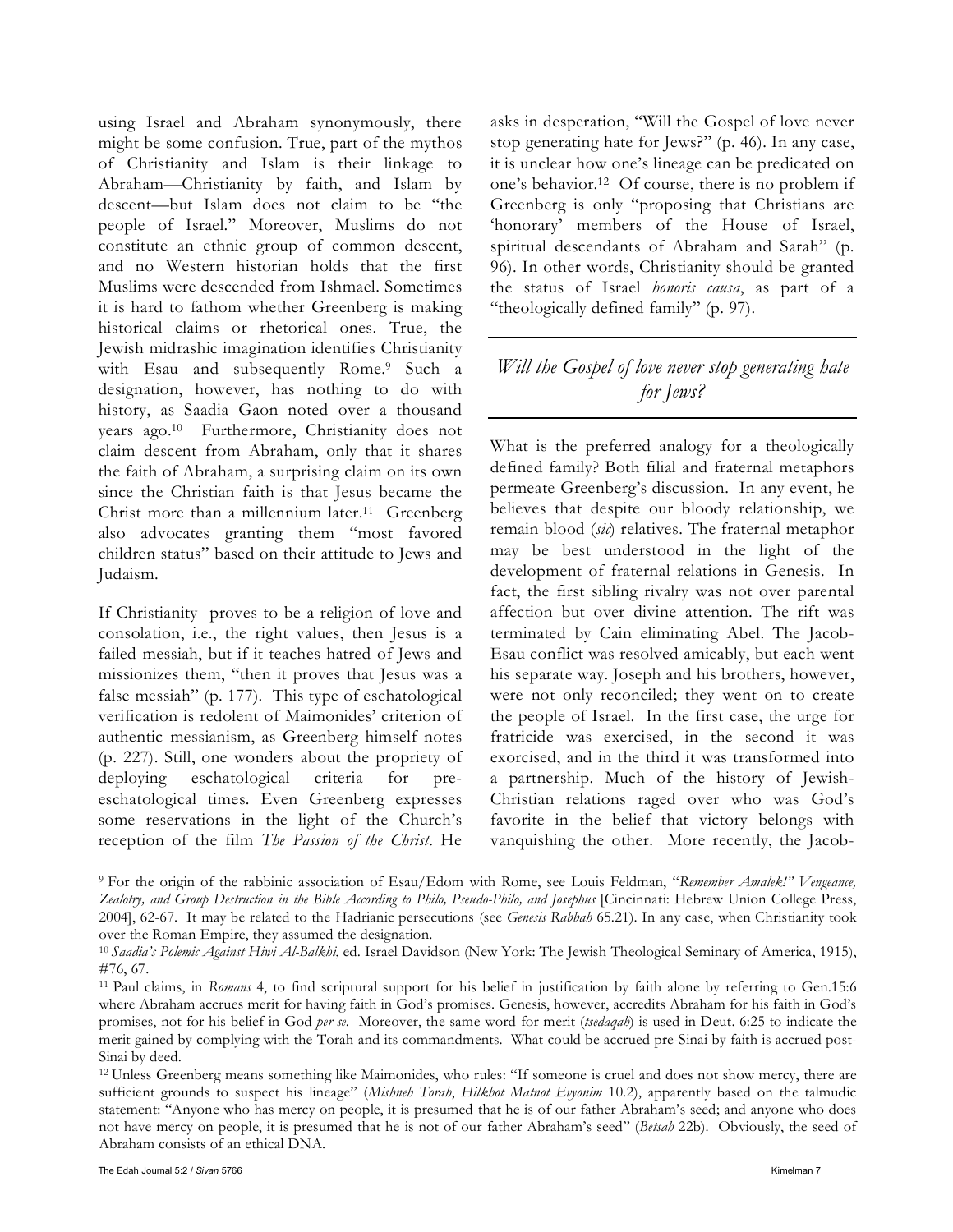using Israel and Abraham synonymously, there might be some confusion. True, part of the mythos of Christianity and Islam is their linkage to Abraham—Christianity by faith, and Islam by descent—but Islam does not claim to be "the people of Israel." Moreover, Muslims do not constitute an ethnic group of common descent, and no Western historian holds that the first Muslims were descended from Ishmael. Sometimes it is hard to fathom whether Greenberg is making historical claims or rhetorical ones. True, the Jewish midrashic imagination identifies Christianity with Esau and subsequently Rome.[9] Such a designation, however, has nothing to do with history, as Saadia Gaon noted over a thousand years ago.[10] Furthermore, Christianity does not claim descent from Abraham, only that it shares the faith of Abraham, a surprising claim on its own since the Christian faith is that Jesus became the Christ more than a millennium later.[11] Greenberg also advocates granting them "most favored children status" based on their attitude to Jews and Judaism.

If Christianity proves to be a religion of love and consolation, i.e., the right values, then Jesus is a failed messiah, but if it teaches hatred of Jews and missionizes them, "then it proves that Jesus was a false messiah" (p. 177). This type of eschatological verification is redolent of Maimonides' criterion of authentic messianism, as Greenberg himself notes (p. 227). Still, one wonders about the propriety of deploying eschatological criteria for pre-eschatological times. Even Greenberg expresses some reservations in the light of the Church's reception of the film *The Passion of the Christ*. He asks in desperation, "Will the Gospel of love never stop generating hate for Jews?" (p. 46). In any case, it is unclear how one's lineage can be predicated on one's behavior.[12] Of course, there is no problem if Greenberg is only "proposing that Christians are 'honorary' members of the House of Israel, spiritual descendants of Abraham and Sarah" (p. 96). In other words, Christianity should be granted the status of Israel *honoris causa*, as part of a "theologically defined family" (p. 97).

> *Will the Gospel of love never stop generating hate for Jews?*

What is the preferred analogy for a theologically defined family? Both filial and fraternal metaphors permeate Greenberg's discussion. In any event, he believes that despite our bloody relationship, we remain blood (*sic*) relatives. The fraternal metaphor may be best understood in the light of the development of fraternal relations in Genesis. In fact, the first sibling rivalry was not over parental affection but over divine attention. The rift was terminated by Cain eliminating Abel. The Jacob-Esau conflict was resolved amicably, but each went his separate way. Joseph and his brothers, however, were not only reconciled; they went on to create the people of Israel. In the first case, the urge for fratricide was exercised, in the second it was exorcised, and in the third it was transformed into a partnership. Much of the history of Jewish-Christian relations raged over who was God's favorite in the belief that victory belongs with vanquishing the other. More recently, the Jacob-

---

[9] For the origin of the rabbinic association of Esau/Edom with Rome, see Louis Feldman, "*Remember Amalek!" Vengeance, Zealotry, and Group Destruction in the Bible According to Philo, Pseudo-Philo, and Josephus* [Cincinnati: Hebrew Union College Press, 2004], 62-67. It may be related to the Hadrianic persecutions (see *Genesis Rabbah* 65.21). In any case, when Christianity took over the Roman Empire, they assumed the designation.

[10] *Saadia's Polemic Against Hiwi Al-Balkhi*, ed. Israel Davidson (New York: The Jewish Theological Seminary of America, 1915), #76, 67.

[11] Paul claims, in *Romans* 4, to find scriptural support for his belief in justification by faith alone by referring to Gen.15:6 where Abraham accrues merit for having faith in God's promises. Genesis, however, accredits Abraham for his faith in God's promises, not for his belief in God *per se*. Moreover, the same word for merit (*tsedaqah*) is used in Deut. 6:25 to indicate the merit gained by complying with the Torah and its commandments. What could be accrued pre-Sinai by faith is accrued post-Sinai by deed.

[12] Unless Greenberg means something like Maimonides, who rules: "If someone is cruel and does not show mercy, there are sufficient grounds to suspect his lineage" (*Mishneh Torah*, *Hilkhot Matnot Evyonim* 10.2), apparently based on the talmudic statement: "Anyone who has mercy on people, it is presumed that he is of our father Abraham's seed; and anyone who does not have mercy on people, it is presumed that he is not of our father Abraham's seed" (*Betsah* 22b). Obviously, the seed of Abraham consists of an ethical DNA.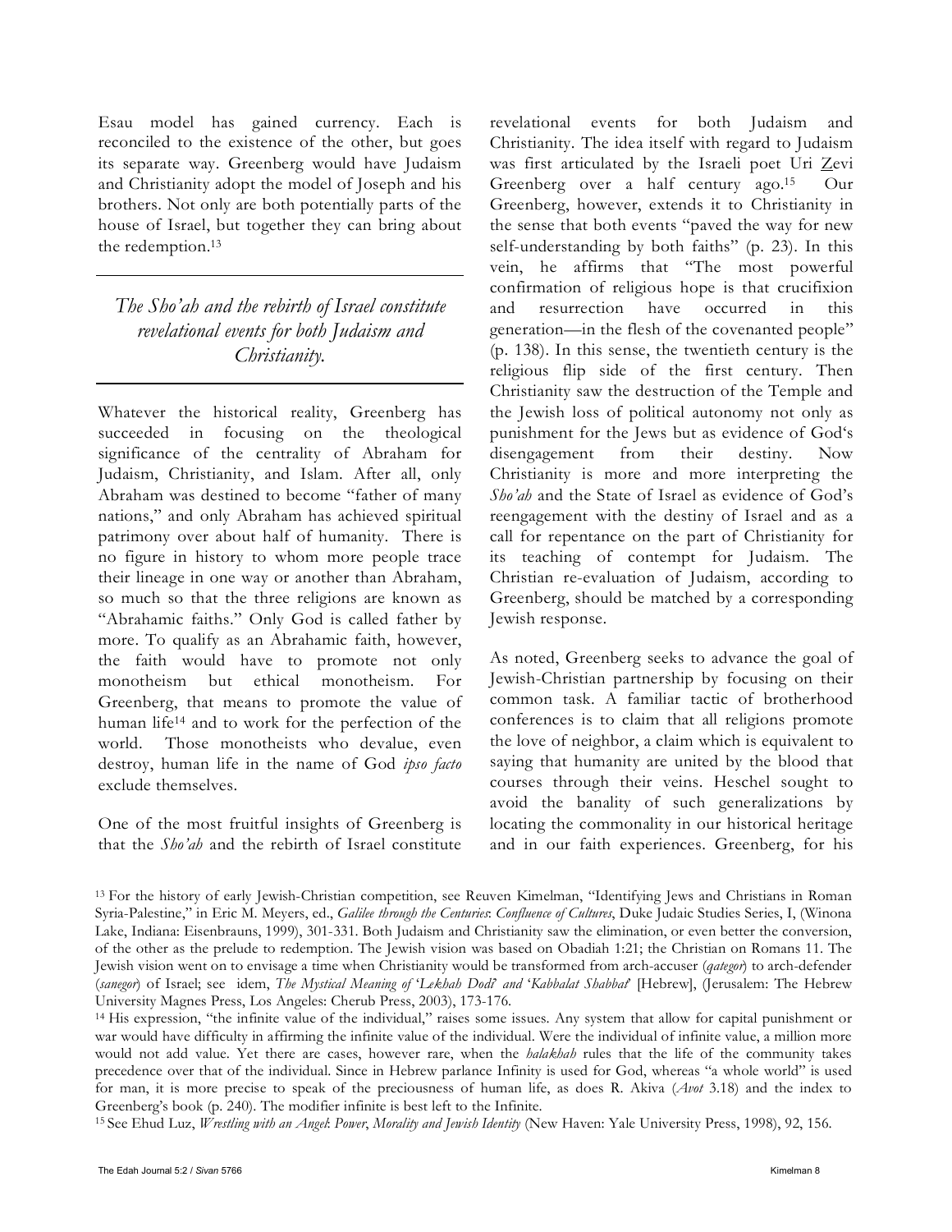Esau model has gained currency. Each is reconciled to the existence of the other, but goes its separate way. Greenberg would have Judaism and Christianity adopt the model of Joseph and his brothers. Not only are both potentially parts of the house of Israel, but together they can bring about the redemption.[13]

---

*The Sho'ah and the rebirth of Israel constitute revelational events for both Judaism and Christianity.*

---

Whatever the historical reality, Greenberg has succeeded in focusing on the theological significance of the centrality of Abraham for Judaism, Christianity, and Islam. After all, only Abraham was destined to become "father of many nations," and only Abraham has achieved spiritual patrimony over about half of humanity. There is no figure in history to whom more people trace their lineage in one way or another than Abraham, so much so that the three religions are known as "Abrahamic faiths." Only God is called father by more. To qualify as an Abrahamic faith, however, the faith would have to promote not only monotheism but ethical monotheism. For Greenberg, that means to promote the value of human life[14] and to work for the perfection of the world. Those monotheists who devalue, even destroy, human life in the name of God *ipso facto* exclude themselves.

One of the most fruitful insights of Greenberg is that the *Sho'ah* and the rebirth of Israel constitute revelational events for both Judaism and Christianity. The idea itself with regard to Judaism was first articulated by the Israeli poet Uri Zevi Greenberg over a half century ago.[15] Our Greenberg, however, extends it to Christianity in the sense that both events "paved the way for new self-understanding by both faiths" (p. 23). In this vein, he affirms that "The most powerful confirmation of religious hope is that crucifixion and resurrection have occurred in this generation—in the flesh of the covenanted people" (p. 138). In this sense, the twentieth century is the religious flip side of the first century. Then Christianity saw the destruction of the Temple and the Jewish loss of political autonomy not only as punishment for the Jews but as evidence of God's disengagement from their destiny. Now Christianity is more and more interpreting the *Sho'ah* and the State of Israel as evidence of God's reengagement with the destiny of Israel and as a call for repentance on the part of Christianity for its teaching of contempt for Judaism. The Christian re-evaluation of Judaism, according to Greenberg, should be matched by a corresponding Jewish response.

As noted, Greenberg seeks to advance the goal of Jewish-Christian partnership by focusing on their common task. A familiar tactic of brotherhood conferences is to claim that all religions promote the love of neighbor, a claim which is equivalent to saying that humanity are united by the blood that courses through their veins. Heschel sought to avoid the banality of such generalizations by locating the commonality in our historical heritage and in our faith experiences. Greenberg, for his

---

[13] For the history of early Jewish-Christian competition, see Reuven Kimelman, "Identifying Jews and Christians in Roman Syria-Palestine," in Eric M. Meyers, ed., *Galilee through the Centuries: Confluence of Cultures*, Duke Judaic Studies Series, I, (Winona Lake, Indiana: Eisenbrauns, 1999), 301-331. Both Judaism and Christianity saw the elimination, or even better the conversion, of the other as the prelude to redemption. The Jewish vision was based on Obadiah 1:21; the Christian on Romans 11. The Jewish vision went on to envisage a time when Christianity would be transformed from arch-accuser (*qategor*) to arch-defender (*sanegor*) of Israel; see idem, *The Mystical Meaning of 'Lekhah Dodi' and 'Kabbalat Shabbat'* [Hebrew], (Jerusalem: The Hebrew University Magnes Press, Los Angeles: Cherub Press, 2003), 173-176.

[14] His expression, "the infinite value of the individual," raises some issues. Any system that allow for capital punishment or war would have difficulty in affirming the infinite value of the individual. Were the individual of infinite value, a million more would not add value. Yet there are cases, however rare, when the *halakhah* rules that the life of the community takes precedence over that of the individual. Since in Hebrew parlance Infinity is used for God, whereas "a whole world" is used for man, it is more precise to speak of the preciousness of human life, as does R. Akiva (*Avot* 3.18) and the index to Greenberg's book (p. 240). The modifier infinite is best left to the Infinite.

[15] See Ehud Luz, *Wrestling with an Angel: Power, Morality and Jewish Identity* (New Haven: Yale University Press, 1998), 92, 156.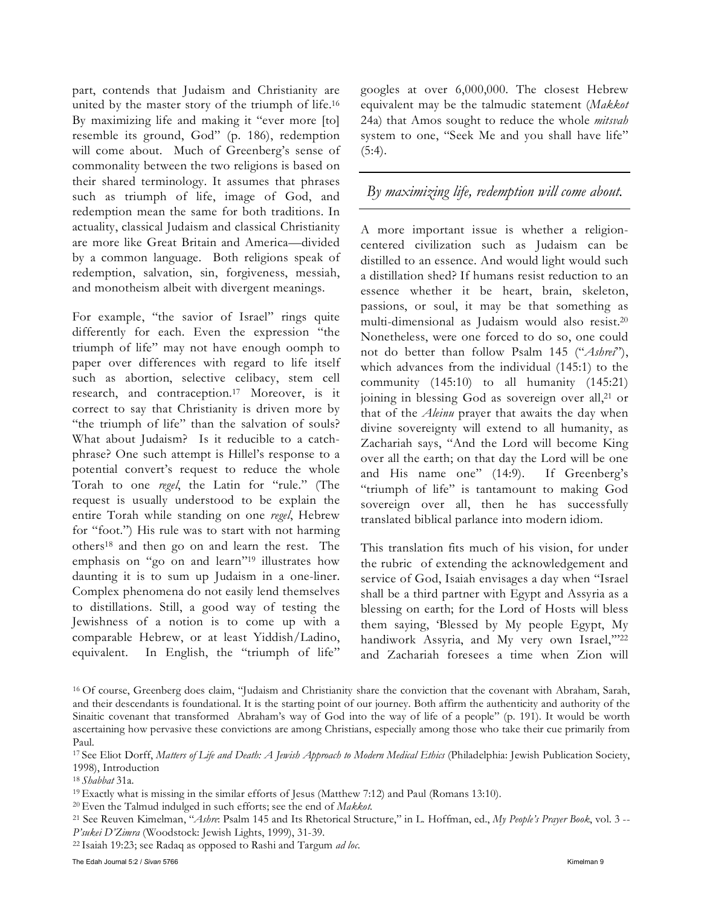part, contends that Judaism and Christianity are united by the master story of the triumph of life.[16] By maximizing life and making it "ever more [to] resemble its ground, God" (p. 186), redemption will come about. Much of Greenberg's sense of commonality between the two religions is based on their shared terminology. It assumes that phrases such as triumph of life, image of God, and redemption mean the same for both traditions. In actuality, classical Judaism and classical Christianity are more like Great Britain and America—divided by a common language. Both religions speak of redemption, salvation, sin, forgiveness, messiah, and monotheism albeit with divergent meanings.

For example, "the savior of Israel" rings quite differently for each. Even the expression "the triumph of life" may not have enough oomph to paper over differences with regard to life itself such as abortion, selective celibacy, stem cell research, and contraception.[17] Moreover, is it correct to say that Christianity is driven more by "the triumph of life" than the salvation of souls? What about Judaism? Is it reducible to a catch-phrase? One such attempt is Hillel's response to a potential convert's request to reduce the whole Torah to one *regel*, the Latin for "rule." (The request is usually understood to be explain the entire Torah while standing on one *regel*, Hebrew for "foot.") His rule was to start with not harming others[18] and then go on and learn the rest. The emphasis on "go on and learn"[19] illustrates how daunting it is to sum up Judaism in a one-liner. Complex phenomena do not easily lend themselves to distillations. Still, a good way of testing the Jewishness of a notion is to come up with a comparable Hebrew, or at least Yiddish/Ladino, equivalent. In English, the "triumph of life" googles at over 6,000,000. The closest Hebrew equivalent may be the talmudic statement (*Makkot* 24a) that Amos sought to reduce the whole *mitsvah* system to one, "Seek Me and you shall have life" (5:4).

*By maximizing life, redemption will come about.*

A more important issue is whether a religion-centered civilization such as Judaism can be distilled to an essence. And would light would such a distillation shed? If humans resist reduction to an essence whether it be heart, brain, skeleton, passions, or soul, it may be that something as multi-dimensional as Judaism would also resist.[20] Nonetheless, were one forced to do so, one could not do better than follow Psalm 145 ("*Ashrei*"), which advances from the individual (145:1) to the community (145:10) to all humanity (145:21) joining in blessing God as sovereign over all,[21] or that of the *Aleinu* prayer that awaits the day when divine sovereignty will extend to all humanity, as Zachariah says, "And the Lord will become King over all the earth; on that day the Lord will be one and His name one" (14:9). If Greenberg's "triumph of life" is tantamount to making God sovereign over all, then he has successfully translated biblical parlance into modern idiom.

This translation fits much of his vision, for under the rubric of extending the acknowledgement and service of God, Isaiah envisages a day when "Israel shall be a third partner with Egypt and Assyria as a blessing on earth; for the Lord of Hosts will bless them saying, 'Blessed by My people Egypt, My handiwork Assyria, and My very own Israel,'"[22] and Zachariah foresees a time when Zion will

---

[16] Of course, Greenberg does claim, "Judaism and Christianity share the conviction that the covenant with Abraham, Sarah, and their descendants is foundational. It is the starting point of our journey. Both affirm the authenticity and authority of the Sinaitic covenant that transformed Abraham's way of God into the way of life of a people" (p. 191). It would be worth ascertaining how pervasive these convictions are among Christians, especially among those who take their cue primarily from Paul.

[17] See Eliot Dorff, *Matters of Life and Death: A Jewish Approach to Modern Medical Ethics* (Philadelphia: Jewish Publication Society, 1998), Introduction

[18] *Shabbat* 31a.

[19] Exactly what is missing in the similar efforts of Jesus (Matthew 7:12) and Paul (Romans 13:10).

[20] Even the Talmud indulged in such efforts; see the end of *Makkot*.

[21] See Reuven Kimelman, "*Ashre*: Psalm 145 and Its Rhetorical Structure," in L. Hoffman, ed., *My People's Prayer Book*, vol. 3 -- *P'sukei D'Zimra* (Woodstock: Jewish Lights, 1999), 31-39.

[22] Isaiah 19:23; see Radaq as opposed to Rashi and Targum *ad loc.*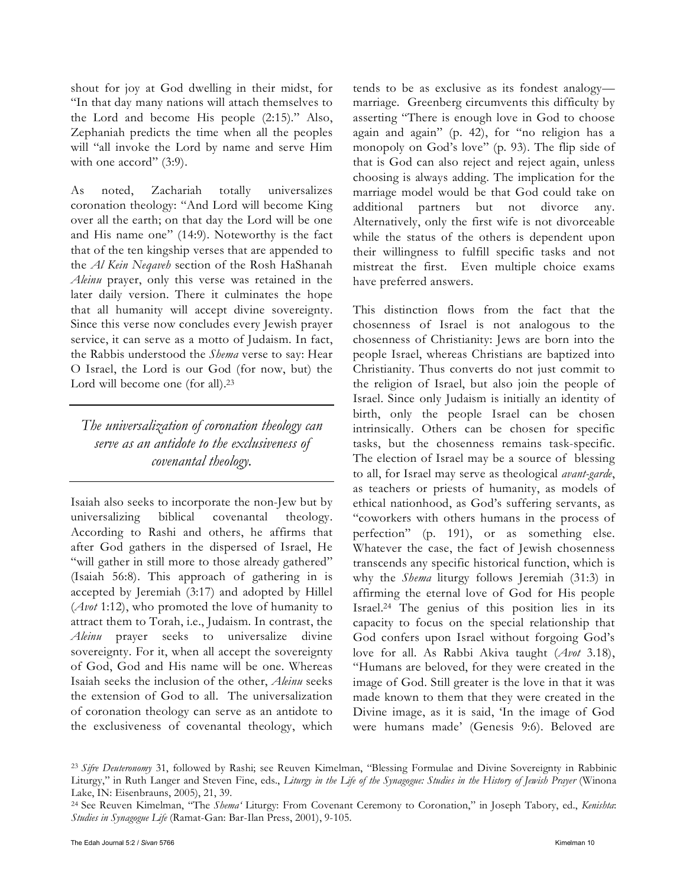shout for joy at God dwelling in their midst, for "In that day many nations will attach themselves to the Lord and become His people (2:15)." Also, Zephaniah predicts the time when all the peoples will "all invoke the Lord by name and serve Him with one accord" (3:9).

As noted, Zachariah totally universalizes coronation theology: "And Lord will become King over all the earth; on that day the Lord will be one and His name one" (14:9). Noteworthy is the fact that of the ten kingship verses that are appended to the *Al Kein Neqaveh* section of the Rosh HaShanah *Aleinu* prayer, only this verse was retained in the later daily version. There it culminates the hope that all humanity will accept divine sovereignty. Since this verse now concludes every Jewish prayer service, it can serve as a motto of Judaism. In fact, the Rabbis understood the *Shema* verse to say: Hear O Israel, the Lord is our God (for now, but) the Lord will become one (for all).[23]

> *The universalization of coronation theology can serve as an antidote to the exclusiveness of covenantal theology.*

Isaiah also seeks to incorporate the non-Jew but by universalizing biblical covenantal theology. According to Rashi and others, he affirms that after God gathers in the dispersed of Israel, He "will gather in still more to those already gathered" (Isaiah 56:8). This approach of gathering in is accepted by Jeremiah (3:17) and adopted by Hillel (*Avot* 1:12), who promoted the love of humanity to attract them to Torah, i.e., Judaism. In contrast, the *Aleinu* prayer seeks to universalize divine sovereignty. For it, when all accept the sovereignty of God, God and His name will be one. Whereas Isaiah seeks the inclusion of the other, *Aleinu* seeks the extension of God to all. The universalization of coronation theology can serve as an antidote to the exclusiveness of covenantal theology, which tends to be as exclusive as its fondest analogy—marriage. Greenberg circumvents this difficulty by asserting "There is enough love in God to choose again and again" (p. 42), for "no religion has a monopoly on God's love" (p. 93). The flip side of that is God can also reject and reject again, unless choosing is always adding. The implication for the marriage model would be that God could take on additional partners but not divorce any. Alternatively, only the first wife is not divorceable while the status of the others is dependent upon their willingness to fulfill specific tasks and not mistreat the first. Even multiple choice exams have preferred answers.

This distinction flows from the fact that the chosenness of Israel is not analogous to the chosenness of Christianity: Jews are born into the people Israel, whereas Christians are baptized into Christianity. Thus converts do not just commit to the religion of Israel, but also join the people of Israel. Since only Judaism is initially an identity of birth, only the people Israel can be chosen intrinsically. Others can be chosen for specific tasks, but the chosenness remains task-specific. The election of Israel may be a source of blessing to all, for Israel may serve as theological *avant-garde*, as teachers or priests of humanity, as models of ethical nationhood, as God's suffering servants, as "coworkers with others humans in the process of perfection" (p. 191), or as something else. Whatever the case, the fact of Jewish chosenness transcends any specific historical function, which is why the *Shema* liturgy follows Jeremiah (31:3) in affirming the eternal love of God for His people Israel.[24] The genius of this position lies in its capacity to focus on the special relationship that God confers upon Israel without forgoing God's love for all. As Rabbi Akiva taught (*Avot* 3.18), "Humans are beloved, for they were created in the image of God. Still greater is the love in that it was made known to them that they were created in the Divine image, as it is said, 'In the image of God were humans made' (Genesis 9:6). Beloved are

---

[23] *Sifre Deuteronomy* 31, followed by Rashi; see Reuven Kimelman, "Blessing Formulae and Divine Sovereignty in Rabbinic Liturgy," in Ruth Langer and Steven Fine, eds., *Liturgy in the Life of the Synagogue: Studies in the History of Jewish Prayer* (Winona Lake, IN: Eisenbrauns, 2005), 21, 39.

[24] See Reuven Kimelman, "The *Shema'* Liturgy: From Covenant Ceremony to Coronation," in Joseph Tabory, ed., *Kenishta*: *Studies in Synagogue Life* (Ramat-Gan: Bar-Ilan Press, 2001), 9-105.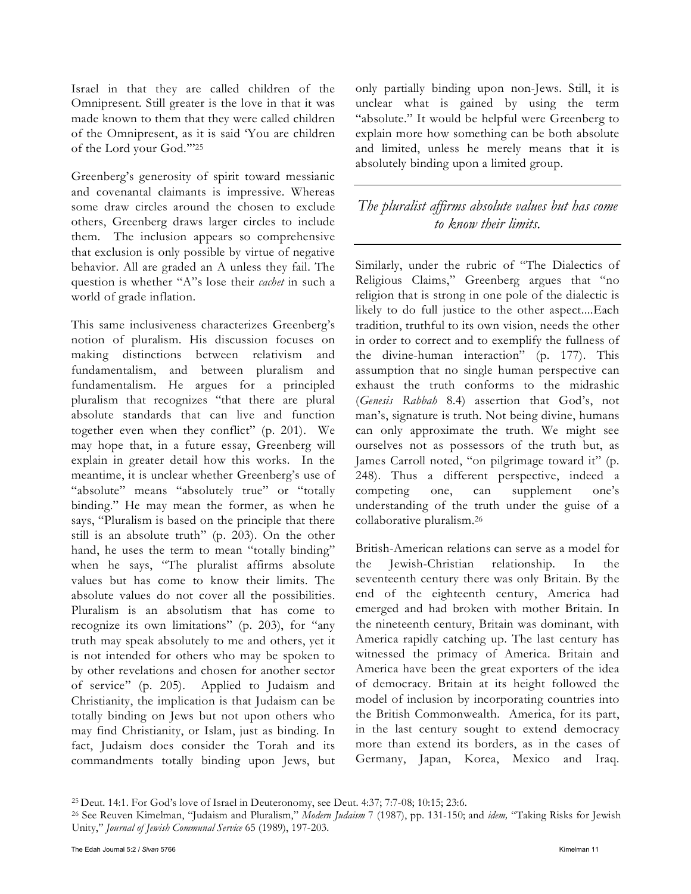Israel in that they are called children of the Omnipresent. Still greater is the love in that it was made known to them that they were called children of the Omnipresent, as it is said 'You are children of the Lord your God.'"[25]

Greenberg's generosity of spirit toward messianic and covenantal claimants is impressive. Whereas some draw circles around the chosen to exclude others, Greenberg draws larger circles to include them. The inclusion appears so comprehensive that exclusion is only possible by virtue of negative behavior. All are graded an A unless they fail. The question is whether "A"s lose their *cachet* in such a world of grade inflation.

This same inclusiveness characterizes Greenberg's notion of pluralism. His discussion focuses on making distinctions between relativism and fundamentalism, and between pluralism and fundamentalism. He argues for a principled pluralism that recognizes "that there are plural absolute standards that can live and function together even when they conflict" (p. 201). We may hope that, in a future essay, Greenberg will explain in greater detail how this works. In the meantime, it is unclear whether Greenberg's use of "absolute" means "absolutely true" or "totally binding." He may mean the former, as when he says, "Pluralism is based on the principle that there still is an absolute truth" (p. 203). On the other hand, he uses the term to mean "totally binding" when he says, "The pluralist affirms absolute values but has come to know their limits. The absolute values do not cover all the possibilities. Pluralism is an absolutism that has come to recognize its own limitations" (p. 203), for "any truth may speak absolutely to me and others, yet it is not intended for others who may be spoken to by other revelations and chosen for another sector of service" (p. 205). Applied to Judaism and Christianity, the implication is that Judaism can be totally binding on Jews but not upon others who may find Christianity, or Islam, just as binding. In fact, Judaism does consider the Torah and its commandments totally binding upon Jews, but only partially binding upon non-Jews. Still, it is unclear what is gained by using the term "absolute." It would be helpful were Greenberg to explain more how something can be both absolute and limited, unless he merely means that it is absolutely binding upon a limited group.

> *The pluralist affirms absolute values but has come to know their limits.*

Similarly, under the rubric of "The Dialectics of Religious Claims," Greenberg argues that "no religion that is strong in one pole of the dialectic is likely to do full justice to the other aspect....Each tradition, truthful to its own vision, needs the other in order to correct and to exemplify the fullness of the divine-human interaction" (p. 177). This assumption that no single human perspective can exhaust the truth conforms to the midrashic (*Genesis Rabbah* 8.4) assertion that God's, not man's, signature is truth. Not being divine, humans can only approximate the truth. We might see ourselves not as possessors of the truth but, as James Carroll noted, "on pilgrimage toward it" (p. 248). Thus a different perspective, indeed a competing one, can supplement one's understanding of the truth under the guise of a collaborative pluralism.[26]

British-American relations can serve as a model for the Jewish-Christian relationship. In the seventeenth century there was only Britain. By the end of the eighteenth century, America had emerged and had broken with mother Britain. In the nineteenth century, Britain was dominant, with America rapidly catching up. The last century has witnessed the primacy of America. Britain and America have been the great exporters of the idea of democracy. Britain at its height followed the model of inclusion by incorporating countries into the British Commonwealth. America, for its part, in the last century sought to extend democracy more than extend its borders, as in the cases of Germany, Japan, Korea, Mexico and Iraq.

---

[25] Deut. 14:1. For God's love of Israel in Deuteronomy, see Deut. 4:37; 7:7-08; 10:15; 23:6.

[26] See Reuven Kimelman, "Judaism and Pluralism," *Modern Judaism* 7 (1987), pp. 131-150; and *idem,* "Taking Risks for Jewish Unity," *Journal of Jewish Communal Service* 65 (1989), 197-203.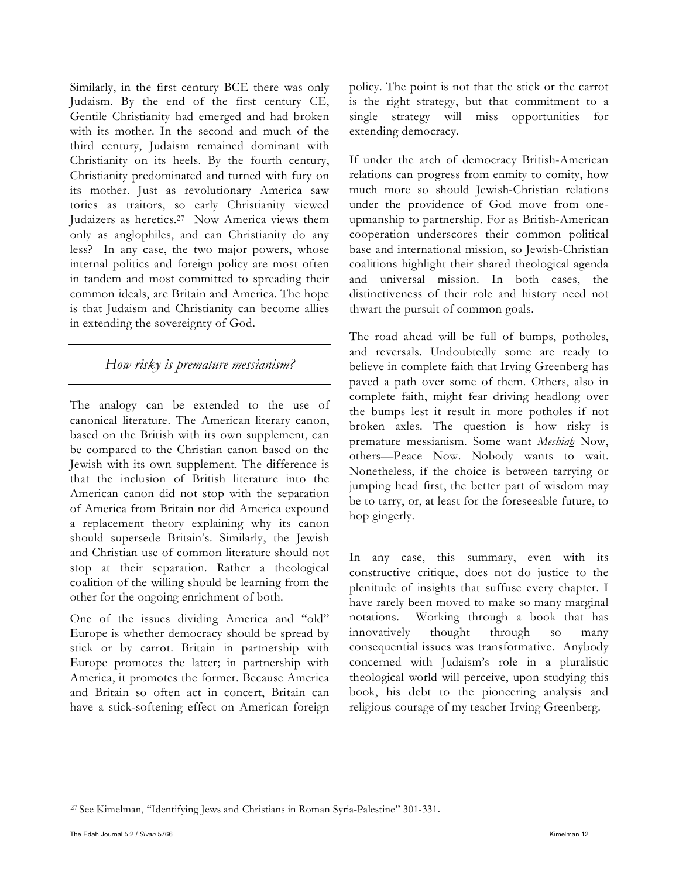Similarly, in the first century BCE there was only Judaism. By the end of the first century CE, Gentile Christianity had emerged and had broken with its mother. In the second and much of the third century, Judaism remained dominant with Christianity on its heels. By the fourth century, Christianity predominated and turned with fury on its mother. Just as revolutionary America saw tories as traitors, so early Christianity viewed Judaizers as heretics.[27] Now America views them only as anglophiles, and can Christianity do any less? In any case, the two major powers, whose internal politics and foreign policy are most often in tandem and most committed to spreading their common ideals, are Britain and America. The hope is that Judaism and Christianity can become allies in extending the sovereignty of God.

## *How risky is premature messianism?*

The analogy can be extended to the use of canonical literature. The American literary canon, based on the British with its own supplement, can be compared to the Christian canon based on the Jewish with its own supplement. The difference is that the inclusion of British literature into the American canon did not stop with the separation of America from Britain nor did America expound a replacement theory explaining why its canon should supersede Britain's. Similarly, the Jewish and Christian use of common literature should not stop at their separation. Rather a theological coalition of the willing should be learning from the other for the ongoing enrichment of both.

One of the issues dividing America and "old" Europe is whether democracy should be spread by stick or by carrot. Britain in partnership with Europe promotes the latter; in partnership with America, it promotes the former. Because America and Britain so often act in concert, Britain can have a stick-softening effect on American foreign policy. The point is not that the stick or the carrot is the right strategy, but that commitment to a single strategy will miss opportunities for extending democracy.

If under the arch of democracy British-American relations can progress from enmity to comity, how much more so should Jewish-Christian relations under the providence of God move from one-upmanship to partnership. For as British-American cooperation underscores their common political base and international mission, so Jewish-Christian coalitions highlight their shared theological agenda and universal mission. In both cases, the distinctiveness of their role and history need not thwart the pursuit of common goals.

The road ahead will be full of bumps, potholes, and reversals. Undoubtedly some are ready to believe in complete faith that Irving Greenberg has paved a path over some of them. Others, also in complete faith, might fear driving headlong over the bumps lest it result in more potholes if not broken axles. The question is how risky is premature messianism. Some want *Meshiah* Now, others—Peace Now. Nobody wants to wait. Nonetheless, if the choice is between tarrying or jumping head first, the better part of wisdom may be to tarry, or, at least for the foreseeable future, to hop gingerly.

In any case, this summary, even with its constructive critique, does not do justice to the plenitude of insights that suffuse every chapter. I have rarely been moved to make so many marginal notations. Working through a book that has innovatively thought through so many consequential issues was transformative. Anybody concerned with Judaism's role in a pluralistic theological world will perceive, upon studying this book, his debt to the pioneering analysis and religious courage of my teacher Irving Greenberg.

[27] See Kimelman, "Identifying Jews and Christians in Roman Syria-Palestine" 301-331.